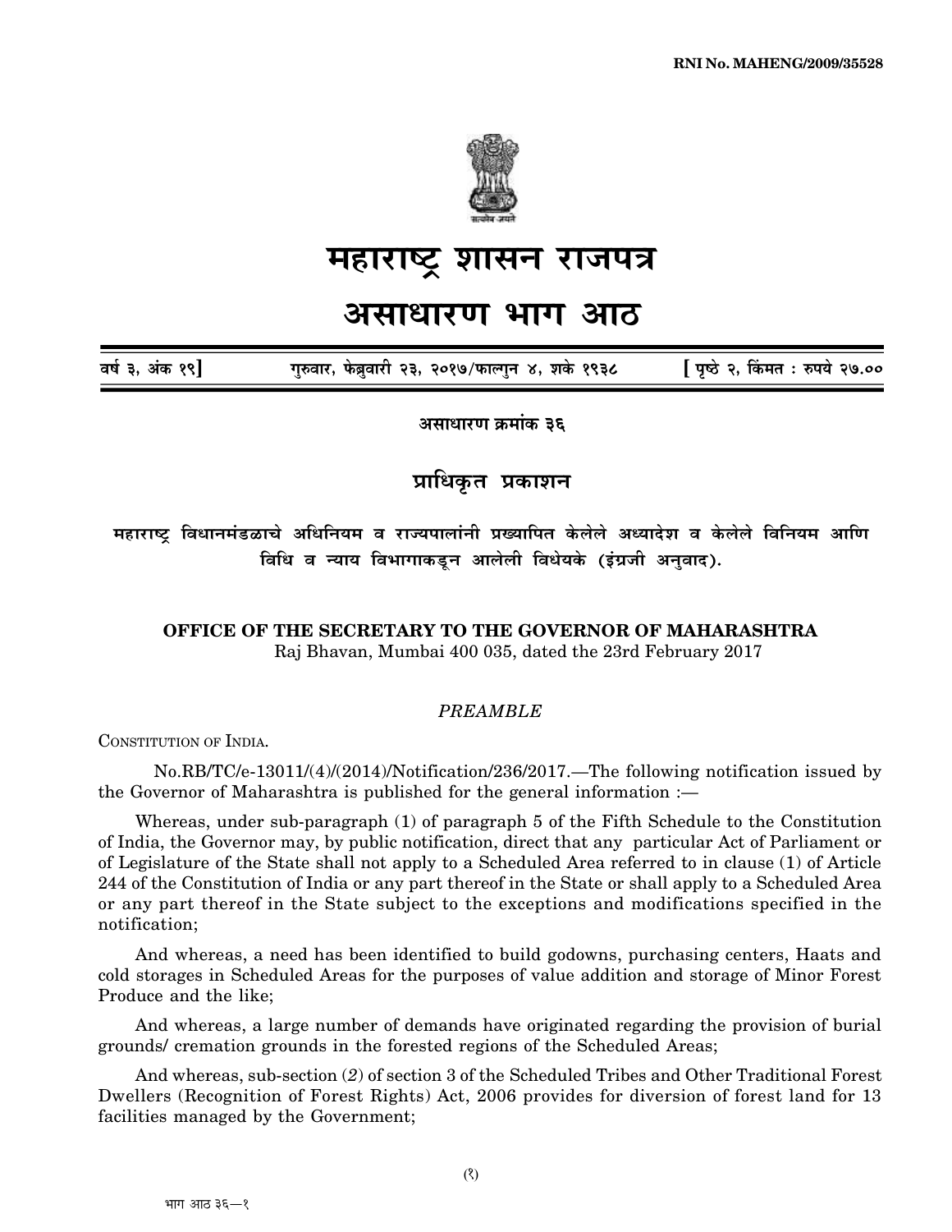RNI No. MAHENG/2009/35528

# महाराष्ट्र शासन राजपत्र

# असाधारण भाग आठ

**वर्ष ३, अंक १९]** गुरुवार, फेब्रुवारी २३, २०१७/फाल्गुन ४, शके १९३८ **[ पृष्ठे २, किंमत : रुपये २७.००**

**असाधारण क्रमांक ३६**

## प्राधिकृत प्रकाशन

**महाराष्ट्र विधानमंडळाचे अधिनियम व राज्यपालांनी प्रख्यापित केलेले अध्यादेश व केलेले विनियम आणि विधि व न्याय विभागाकडून आलेली विधेयके (इंग्रजी अनुवाद).**

**OFFICE OF THE SECRETARY TO THE GOVERNOR OF MAHARASHTRA**

Raj Bhavan, Mumbai 400 035, dated the 23rd February 2017

*PREAMBLE*

CONSTITUTION OF INDIA.

No.RB/TC/e-13011/(4)/(2014)/Notification/236/2017.—The following notification issued by the Governor of Maharashtra is published for the general information :—

Whereas, under sub-paragraph (1) of paragraph 5 of the Fifth Schedule to the Constitution of India, the Governor may, by public notification, direct that any particular Act of Parliament or of Legislature of the State shall not apply to a Scheduled Area referred to in clause (1) of Article 244 of the Constitution of India or any part thereof in the State or shall apply to a Scheduled Area or any part thereof in the State subject to the exceptions and modifications specified in the notification;

And whereas, a need has been identified to build godowns, purchasing centers, Haats and cold storages in Scheduled Areas for the purposes of value addition and storage of Minor Forest Produce and the like;

And whereas, a large number of demands have originated regarding the provision of burial grounds/ cremation grounds in the forested regions of the Scheduled Areas;

And whereas, sub-section (*2*) of section 3 of the Scheduled Tribes and Other Traditional Forest Dwellers (Recognition of Forest Rights) Act, 2006 provides for diversion of forest land for 13 facilities managed by the Government;

भाग आठ ३६—१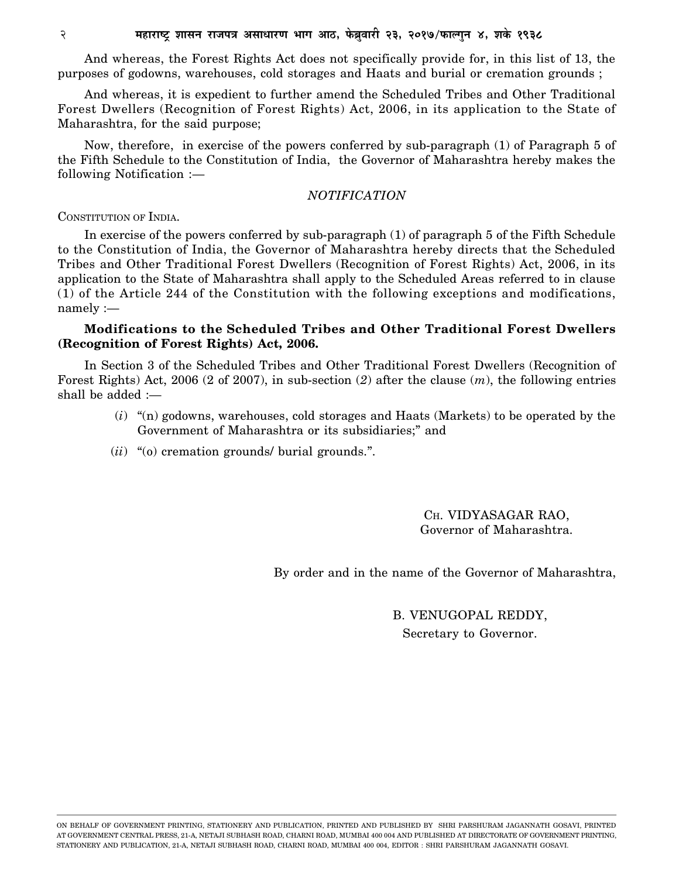And whereas, the Forest Rights Act does not specifically provide for, in this list of 13, the purposes of godowns, warehouses, cold storages and Haats and burial or cremation grounds ;

And whereas, it is expedient to further amend the Scheduled Tribes and Other Traditional Forest Dwellers (Recognition of Forest Rights) Act, 2006, in its application to the State of Maharashtra, for the said purpose;

Now, therefore, in exercise of the powers conferred by sub-paragraph (1) of Paragraph 5 of the Fifth Schedule to the Constitution of India, the Governor of Maharashtra hereby makes the following Notification :—

*NOTIFICATION*

CONSTITUTION OF INDIA.

In exercise of the powers conferred by sub-paragraph (1) of paragraph 5 of the Fifth Schedule to the Constitution of India, the Governor of Maharashtra hereby directs that the Scheduled Tribes and Other Traditional Forest Dwellers (Recognition of Forest Rights) Act, 2006, in its application to the State of Maharashtra shall apply to the Scheduled Areas referred to in clause (1) of the Article 244 of the Constitution with the following exceptions and modifications, namely :—

**Modifications to the Scheduled Tribes and Other Traditional Forest Dwellers (Recognition of Forest Rights) Act, 2006.**

In Section 3 of the Scheduled Tribes and Other Traditional Forest Dwellers (Recognition of Forest Rights) Act, 2006 (2 of 2007), in sub-section (*2*) after the clause (*m*), the following entries shall be added :—

(*i*) "(n) godowns, warehouses, cold storages and Haats (Markets) to be operated by the Government of Maharashtra or its subsidiaries;" and

(*ii*) "(o) cremation grounds/ burial grounds.".

CH. VIDYASAGAR RAO,
Governor of Maharashtra.

By order and in the name of the Governor of Maharashtra,

B. VENUGOPAL REDDY,
Secretary to Governor.

ON BEHALF OF GOVERNMENT PRINTING, STATIONERY AND PUBLICATION, PRINTED AND PUBLISHED BY SHRI PARSHURAM JAGANNATH GOSAVI, PRINTED AT GOVERNMENT CENTRAL PRESS, 21-A, NETAJI SUBHASH ROAD, CHARNI ROAD, MUMBAI 400 004 AND PUBLISHED AT DIRECTORATE OF GOVERNMENT PRINTING, STATIONERY AND PUBLICATION, 21-A, NETAJI SUBHASH ROAD, CHARNI ROAD, MUMBAI 400 004, EDITOR : SHRI PARSHURAM JAGANNATH GOSAVI.